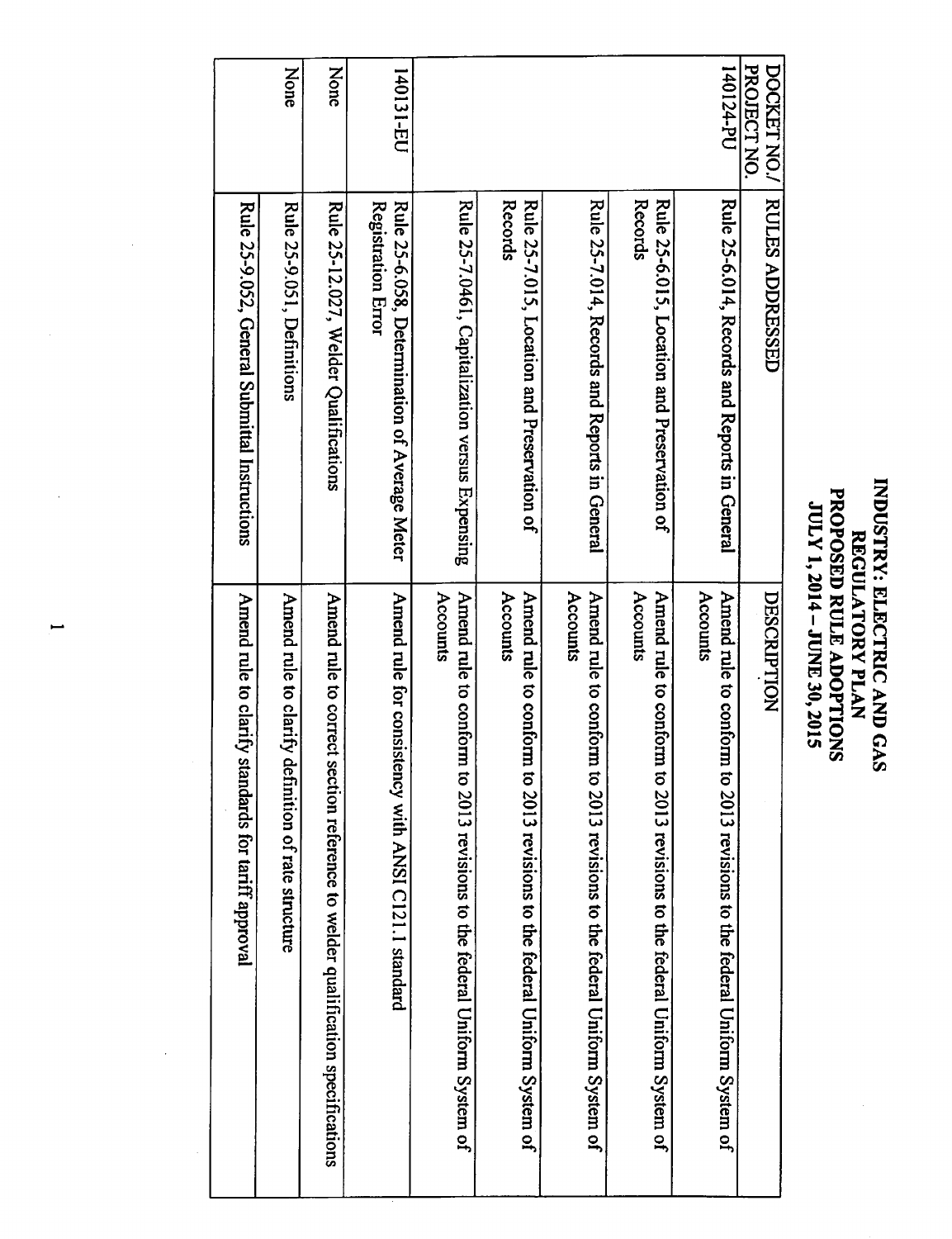# INDUSTRY: ELECTRIC AND GAS
# REGULATORY PLAN
# PROPOSED RULE ADOPTIONS
# JULY 1, 2014 – JUNE 30, 2015

| DOCKET NO./ PROJECT NO. | RULES ADDRESSED | DESCRIPTION |
|---|---|---|
| 140124-PU | Rule 25-6.014, Records and Reports in General | Amend rule to conform to 2013 revisions to the federal Uniform System of Accounts |
| | Rule 25-6.015, Location and Preservation of Records | Amend rule to conform to 2013 revisions to the federal Uniform System of Accounts |
| | Rule 25-7.014, Records and Reports in General | Amend rule to conform to 2013 revisions to the federal Uniform System of Accounts |
| | Rule 25-7.015, Location and Preservation of Records | Amend rule to conform to 2013 revisions to the federal Uniform System of Accounts |
| | Rule 25-7.0461, Capitalization versus Expensing | Amend rule to conform to 2013 revisions to the federal Uniform System of Accounts |
| 140131-EU | Rule 25-6.058, Determination of Average Meter Registration Error | Amend rule for consistency with ANSI C12.1 standard |
| None | Rule 25-12.027, Welder Qualifications | Amend rule to correct section reference to welder qualification specifications |
| None | Rule 25-9.051, Definitions | Amend rule to clarify definition of rate structure |
| | Rule 25-9.052, General Submittal Instructions | Amend rule to clarify standards for tariff approval |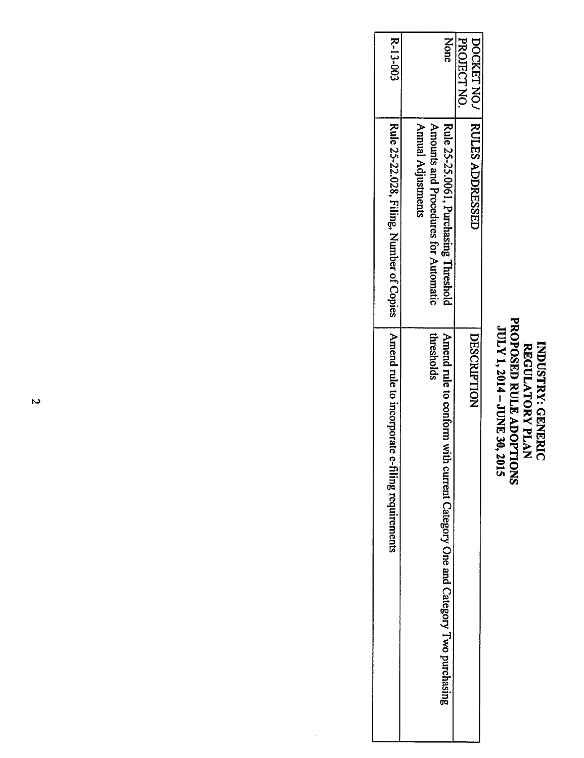# INDUSTRY: GENERIC
# REGULATORY PLAN
# PROPOSED RULE ADOPTIONS
# JULY 1, 2014 – JUNE 30, 2015

| DOCKET NO./ PROJECT NO. | RULES ADDRESSED | DESCRIPTION |
|---|---|---|
| None | Rule 25-25.0061, Purchasing Threshold Amounts and Procedures for Automatic Annual Adjustments | Amend rule to conform with current Category One and Category Two purchasing thresholds |
| R-13-003 | Rule 25-22.028, Filing, Number of Copies | Amend rule to incorporate e-filing requirements |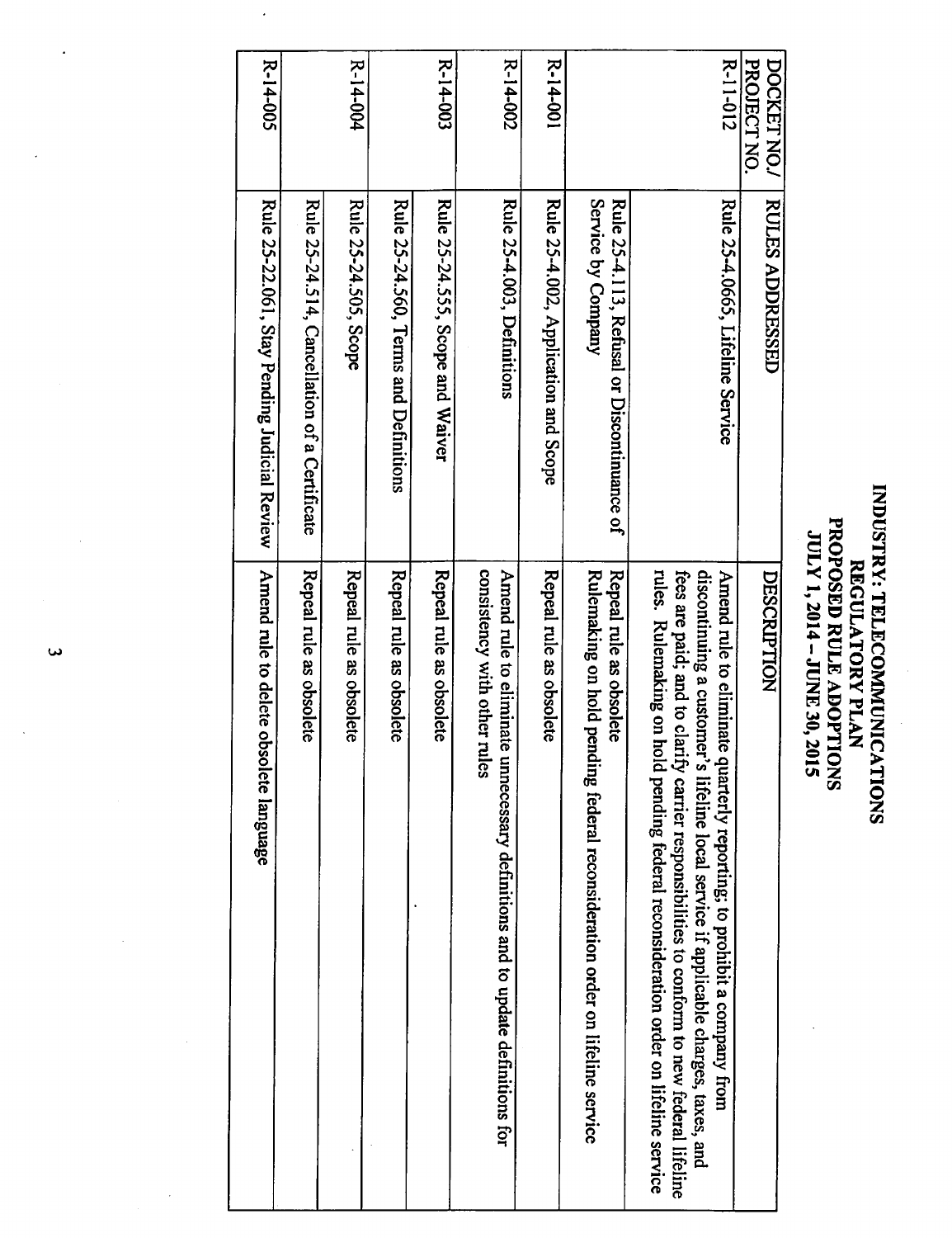# INDUSTRY: TELECOMMUNICATIONS
## REGULATORY PLAN
## PROPOSED RULE ADOPTIONS
## JULY 1, 2014 – JUNE 30, 2015

| DOCKET NO./ PROJECT NO. | RULES ADDRESSED | DESCRIPTION |
|---|---|---|
| R-11-012 | Rule 25-4.0665, Lifeline Service | Amend rule to eliminate quarterly reporting; to prohibit a company from discontinuing a customer's lifeline local service if applicable charges, taxes, and fees are paid; and to clarify carrier responsibilities to conform to new federal lifeline rules. Rulemaking on hold pending federal reconsideration order on lifeline service |
| | Rule 25-4.113, Refusal or Discontinuance of Service by Company | Repeal rule as obsolete<br>Rulemaking on hold pending federal reconsideration order on lifeline service |
| R-14-001 | Rule 25-4.002, Application and Scope | Repeal rule as obsolete |
| R-14-002 | Rule 25-4.003, Definitions | Amend rule to eliminate unnecessary definitions and to update definitions for consistency with other rules |
| R-14-003 | Rule 25-24.555, Scope and Waiver | Repeal rule as obsolete |
| | Rule 25-24.560, Terms and Definitions | Repeal rule as obsolete |
| R-14-004 | Rule 25-24.505, Scope | Repeal rule as obsolete |
| | Rule 25-24.514, Cancellation of a Certificate | Repeal rule as obsolete |
| R-14-005 | Rule 25-22.061, Stay Pending Judicial Review | Amend rule to delete obsolete language |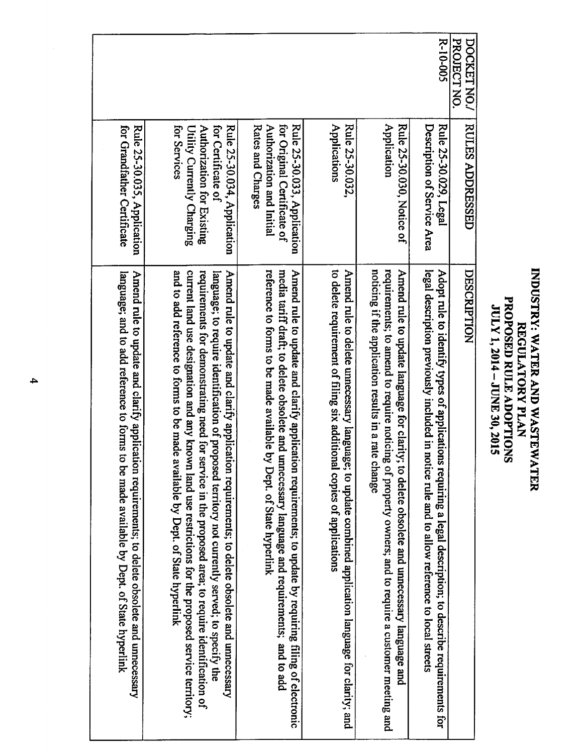# INDUSTRY: WATER AND WASTEWATER
## REGULATORY PLAN
## PROPOSED RULE ADOPTIONS
## JULY 1, 2014 – JUNE 30, 2015

| DOCKET NO./ PROJECT NO. | RULES ADDRESSED | DESCRIPTION |
|---|---|---|
| R-10-005 | Rule 25-30.029, Legal Description of Service Area | Adopt rule to identify types of applications requiring a legal description; to describe requirements for legal description previously included in notice rule and to allow reference to local streets |
| | Rule 25-30.030, Notice of Application | Amend rule to update language for clarity; to delete obsolete and unnecessary language and requirements; to amend to require noticing of property owners; and to require a customer meeting and noticing if the application results in a rate change |
| | Rule 25-30.032, Applications | Amend rule to delete unnecessary language; to update combined application language for clarity; and to delete requirement of filing six additional copies of applications |
| | Rule 25-30.033, Application for Original Certificate of Authorization and Initial Rates and Charges | Amend rule to update and clarify application requirements; to update by requiring filing of electronic media tariff draft; to delete obsolete and unnecessary language and requirements; and to add reference to forms to be made available by Dept. of State hyperlink |
| | Rule 25-30.034, Application for Certificate of Authorization for Existing Utility Currently Charging for Services | Amend rule to update and clarify application requirements; to delete obsolete and unnecessary language; to require identification of proposed territory not currently served; to specify the requirements for demonstrating need for service in the proposed area; to require identification of current land use designation and any known land use restrictions for the proposed service territory; and to add reference to forms to be made available by Dept. of State hyperlink |
| | Rule 25-30.035, Application for Grandfather Certificate | Amend rule to update and clarify application requirements; to delete obsolete and unnecessary language; and to add reference to forms to be made available by Dept. of State hyperlink |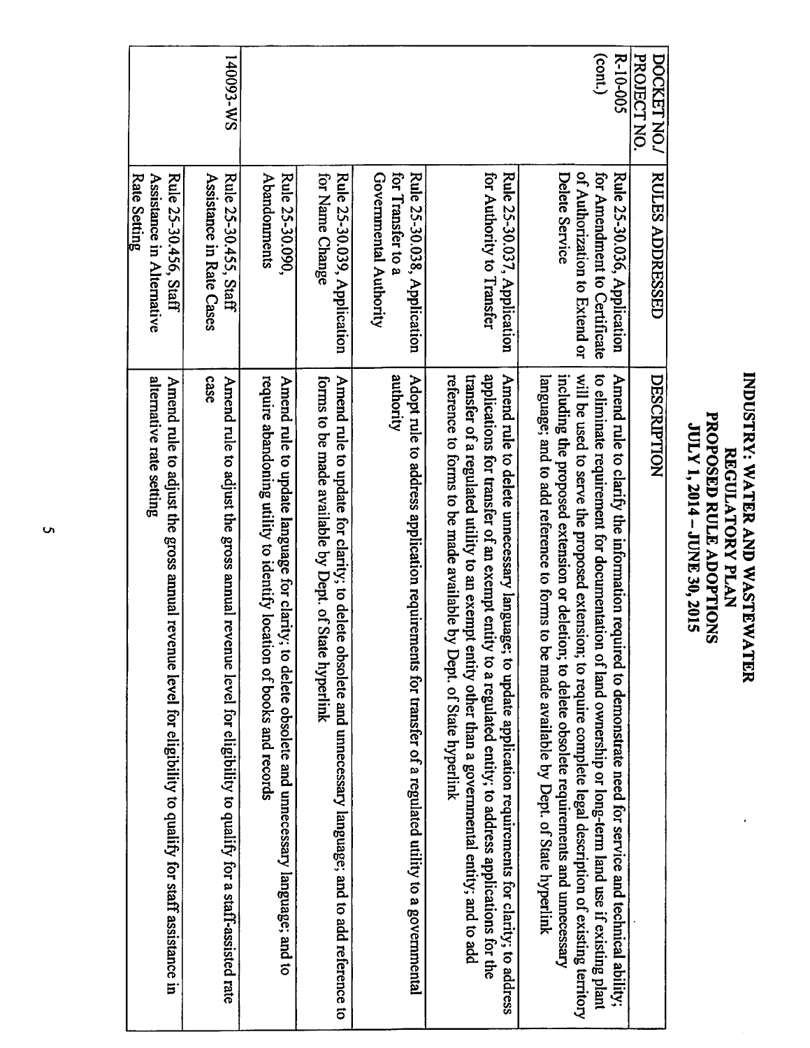# INDUSTRY: WATER AND WASTEWATER
## REGULATORY PLAN
## PROPOSED RULE ADOPTIONS
## JULY 1, 2014 – JUNE 30, 2015

| DOCKET NO./ PROJECT NO. | RULES ADDRESSED | DESCRIPTION |
|---|---|---|
| R-10-005 (cont.) | Rule 25-30.036, Application for Amendment to Certificate of Authorization to Extend or Delete Service | Amend rule to clarify the information required to demonstrate need for service and technical ability; to eliminate requirement for documentation of land ownership or long-term land use if existing plant will be used to serve the proposed extension; to require complete legal description of existing territory including the proposed extension or deletion; to delete obsolete requirements and unnecessary language; and to add reference to forms to be made available by Dept. of State hyperlink |
| | Rule 25-30.037, Application for Authority to Transfer | Amend rule to delete unnecessary language; to update application requirements for clarity; to address applications for transfer of an exempt entity to a regulated entity; to address applications for the transfer of a regulated utility to an exempt entity other than a governmental entity; and to add reference to forms to be made available by Dept. of State hyperlink |
| | Rule 25-30.038, Application for Transfer to a Governmental Authority | Adopt rule to address application requirements for transfer of a regulated utility to a governmental authority |
| | Rule 25-30.039, Application for Name Change | Amend rule to update for clarity; to delete obsolete and unnecessary language; and to add reference to forms to be made available by Dept. of State hyperlink |
| | Rule 25-30.090, Abandonments | Amend rule to update language for clarity; to delete obsolete and unnecessary language; and to require abandoning utility to identify location of books and records |
| 140093-WS | Rule 25-30.455, Staff Assistance in Rate Cases | Amend rule to adjust the gross annual revenue level for eligibility to qualify for a staff-assisted rate case |
| | Rule 25-30.456, Staff Assistance in Alternative Rate Setting | Amend rule to adjust the gross annual revenue level for eligibility to qualify for staff assistance in alternative rate setting |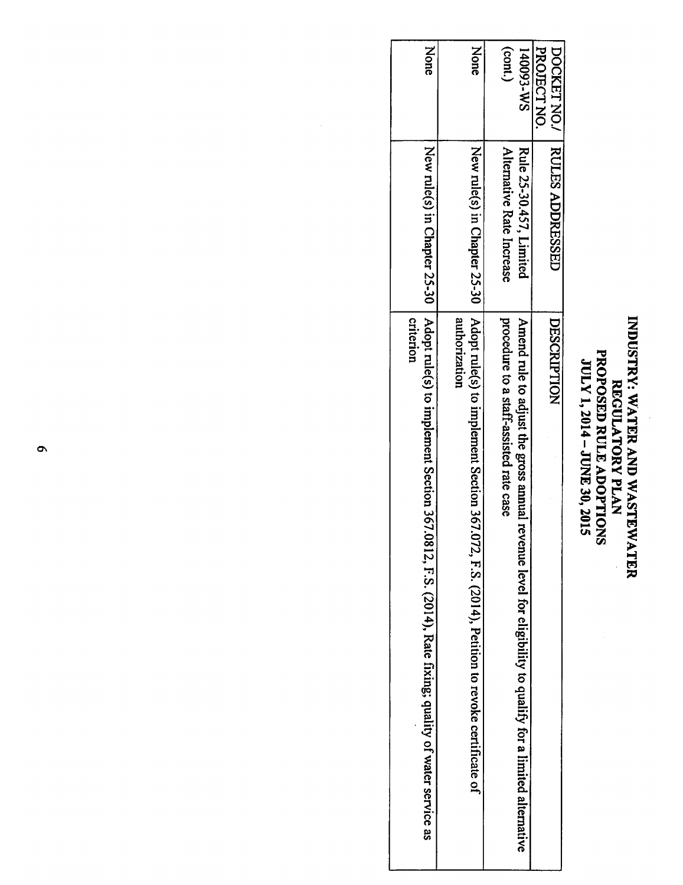**INDUSTRY: WATER AND WASTEWATER**
**REGULATORY PLAN**
**PROPOSED RULE ADOPTIONS**
**JULY 1, 2014 – JUNE 30, 2015**

| DOCKET NO./ PROJECT NO. | RULES ADDRESSED | DESCRIPTION |
|---|---|---|
| 140093-WS (cont.) | Rule 25-30.457, Limited Alternative Rate Increase | Amend rule to adjust the gross annual revenue level for eligibility to qualify for a limited alternative procedure to a staff-assisted rate case |
| None | New rule(s) in Chapter 25-30 | Adopt rule(s) to implement Section 367.072, F.S. (2014), Petition to revoke certificate of authorization |
| None | New rule(s) in Chapter 25-30 | Adopt rule(s) to implement Section 367.0812, F.S. (2014), Rate fixing; quality of water service as criterion |